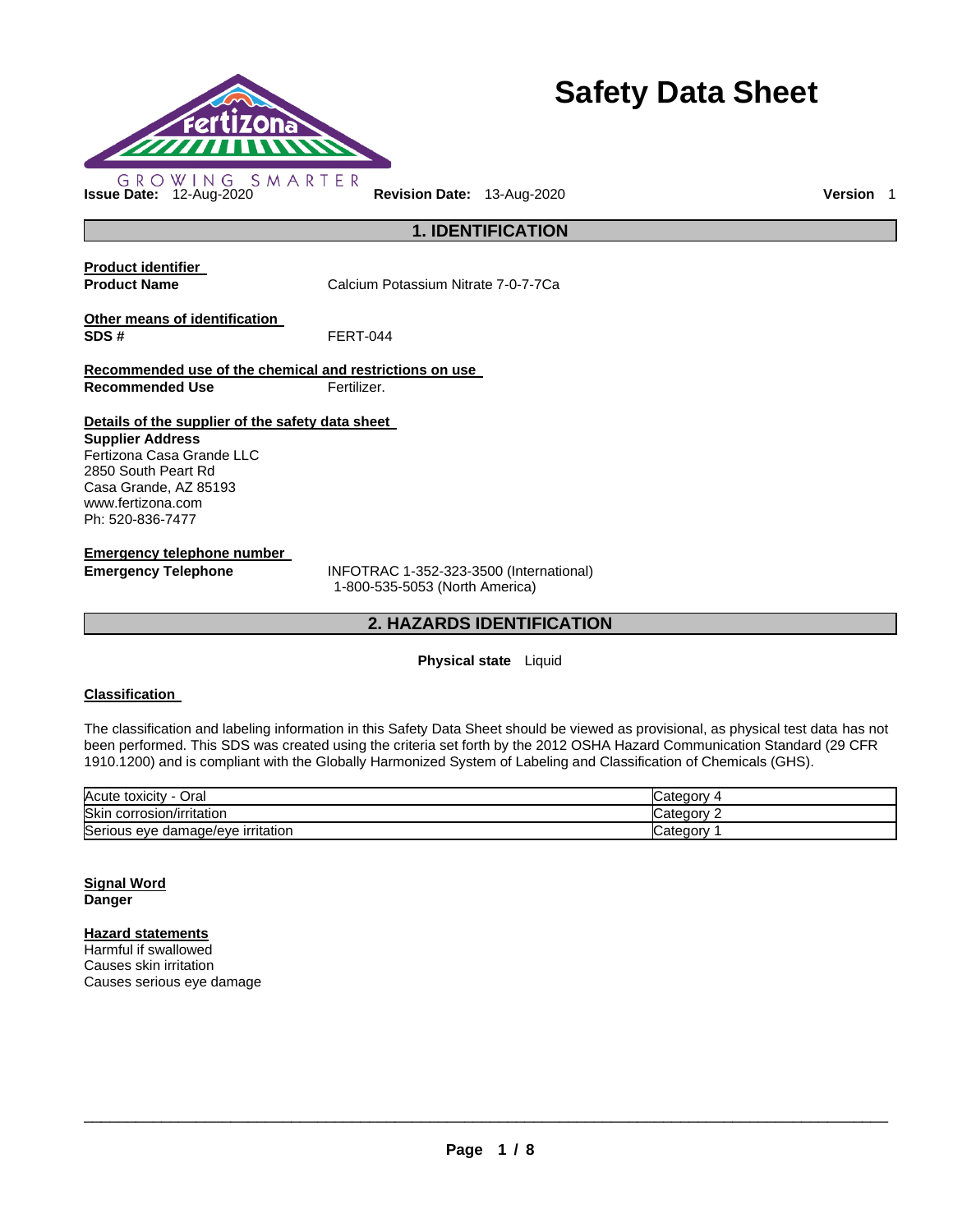# Safety Data Sheet

GROWING SMARTER

**Issue Date:** 12-Aug-2020 **Revision Date:** 13-Aug-2020 **Version** 1

## 1. IDENTIFICATION

**Product identifier**

**Product Name** Calcium Potassium Nitrate 7-0-7-7Ca

**Other means of identification**

**SDS #** FERT-044

**Recommended use of the chemical and restrictions on use**

**Recommended Use** Fertilizer.

**Details of the supplier of the safety data sheet**

**Supplier Address**
Fertizona Casa Grande LLC
2850 South Peart Rd
Casa Grande, AZ 85193
www.fertizona.com
Ph: 520-836-7477

**Emergency telephone number**

**Emergency Telephone** INFOTRAC 1-352-323-3500 (International)
1-800-535-5053 (North America)

## 2. HAZARDS IDENTIFICATION

**Physical state** Liquid

**Classification**

The classification and labeling information in this Safety Data Sheet should be viewed as provisional, as physical test data has not been performed. This SDS was created using the criteria set forth by the 2012 OSHA Hazard Communication Standard (29 CFR 1910.1200) and is compliant with the Globally Harmonized System of Labeling and Classification of Chemicals (GHS).

| | |
|---|---|
| Acute toxicity - Oral | Category 4 |
| Skin corrosion/irritation | Category 2 |
| Serious eye damage/eye irritation | Category 1 |

**Signal Word**
**Danger**

**Hazard statements**
Harmful if swallowed
Causes skin irritation
Causes serious eye damage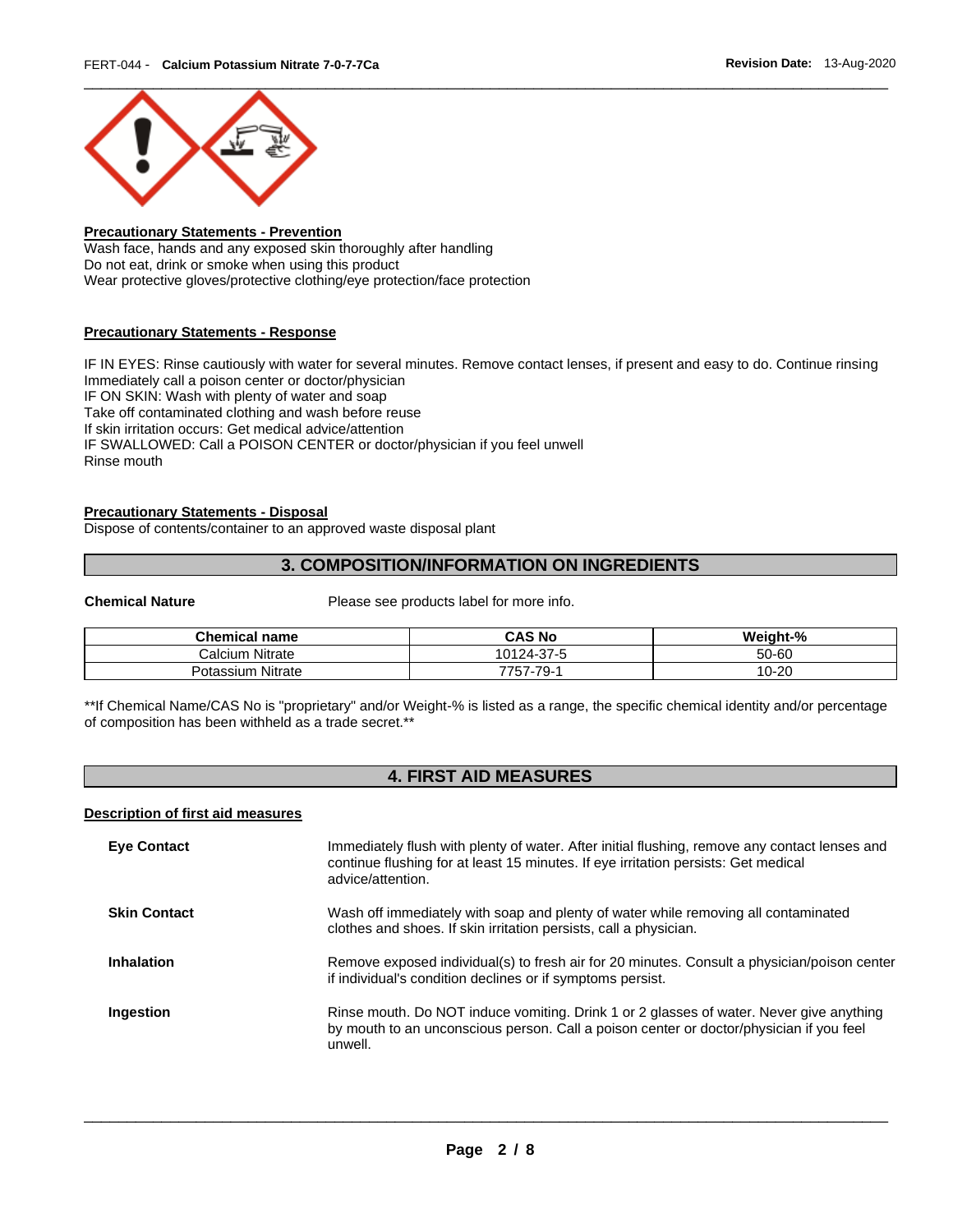**Precautionary Statements - Prevention**
Wash face, hands and any exposed skin thoroughly after handling
Do not eat, drink or smoke when using this product
Wear protective gloves/protective clothing/eye protection/face protection

**Precautionary Statements - Response**

IF IN EYES: Rinse cautiously with water for several minutes. Remove contact lenses, if present and easy to do. Continue rinsing
Immediately call a poison center or doctor/physician
IF ON SKIN: Wash with plenty of water and soap
Take off contaminated clothing and wash before reuse
If skin irritation occurs: Get medical advice/attention
IF SWALLOWED: Call a POISON CENTER or doctor/physician if you feel unwell
Rinse mouth

**Precautionary Statements - Disposal**
Dispose of contents/container to an approved waste disposal plant

## 3. COMPOSITION/INFORMATION ON INGREDIENTS

**Chemical Nature** Please see products label for more info.

| Chemical name | CAS No | Weight-% |
|---|---|---|
| Calcium Nitrate | 10124-37-5 | 50-60 |
| Potassium Nitrate | 7757-79-1 | 10-20 |

**If Chemical Name/CAS No is "proprietary" and/or Weight-% is listed as a range, the specific chemical identity and/or percentage of composition has been withheld as a trade secret.**

## 4. FIRST AID MEASURES

**Description of first aid measures**

**Eye Contact** Immediately flush with plenty of water. After initial flushing, remove any contact lenses and continue flushing for at least 15 minutes. If eye irritation persists: Get medical advice/attention.

**Skin Contact** Wash off immediately with soap and plenty of water while removing all contaminated clothes and shoes. If skin irritation persists, call a physician.

**Inhalation** Remove exposed individual(s) to fresh air for 20 minutes. Consult a physician/poison center if individual's condition declines or if symptoms persist.

**Ingestion** Rinse mouth. Do NOT induce vomiting. Drink 1 or 2 glasses of water. Never give anything by mouth to an unconscious person. Call a poison center or doctor/physician if you feel unwell.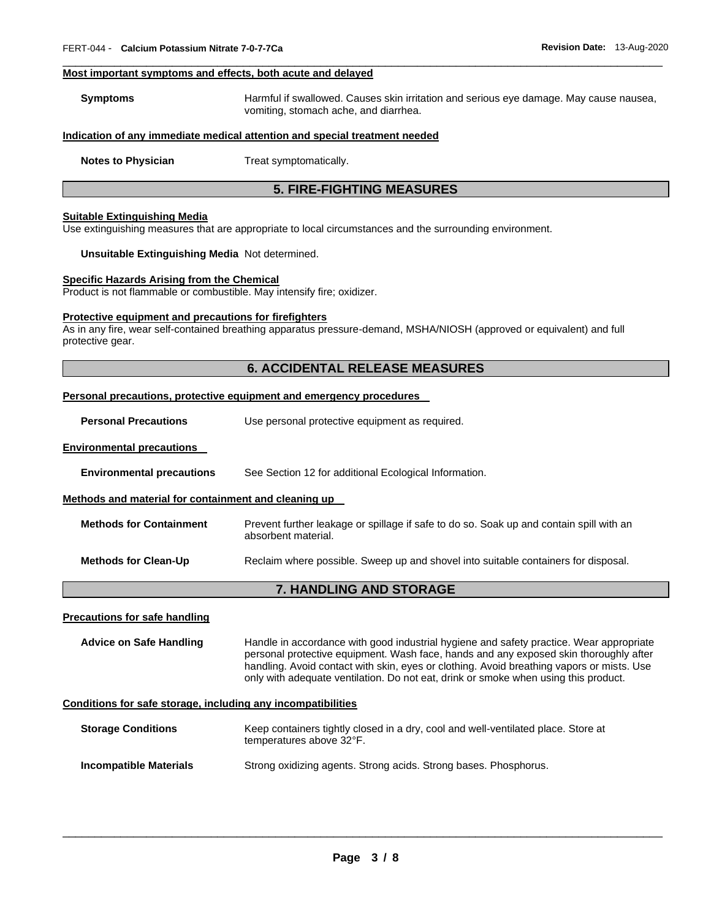#### Most important symptoms and effects, both acute and delayed

**Symptoms** Harmful if swallowed. Causes skin irritation and serious eye damage. May cause nausea, vomiting, stomach ache, and diarrhea.

#### Indication of any immediate medical attention and special treatment needed

**Notes to Physician** Treat symptomatically.

## 5. FIRE-FIGHTING MEASURES

#### Suitable Extinguishing Media

Use extinguishing measures that are appropriate to local circumstances and the surrounding environment.

**Unsuitable Extinguishing Media** Not determined.

#### Specific Hazards Arising from the Chemical

Product is not flammable or combustible. May intensify fire; oxidizer.

#### Protective equipment and precautions for firefighters

As in any fire, wear self-contained breathing apparatus pressure-demand, MSHA/NIOSH (approved or equivalent) and full protective gear.

## 6. ACCIDENTAL RELEASE MEASURES

#### Personal precautions, protective equipment and emergency procedures

**Personal Precautions** Use personal protective equipment as required.

#### Environmental precautions

**Environmental precautions** See Section 12 for additional Ecological Information.

#### Methods and material for containment and cleaning up

**Methods for Containment** Prevent further leakage or spillage if safe to do so. Soak up and contain spill with an absorbent material.

**Methods for Clean-Up** Reclaim where possible. Sweep up and shovel into suitable containers for disposal.

## 7. HANDLING AND STORAGE

#### Precautions for safe handling

**Advice on Safe Handling** Handle in accordance with good industrial hygiene and safety practice. Wear appropriate personal protective equipment. Wash face, hands and any exposed skin thoroughly after handling. Avoid contact with skin, eyes or clothing. Avoid breathing vapors or mists. Use only with adequate ventilation. Do not eat, drink or smoke when using this product.

#### Conditions for safe storage, including any incompatibilities

**Storage Conditions** Keep containers tightly closed in a dry, cool and well-ventilated place. Store at temperatures above 32°F.

**Incompatible Materials** Strong oxidizing agents. Strong acids. Strong bases. Phosphorus.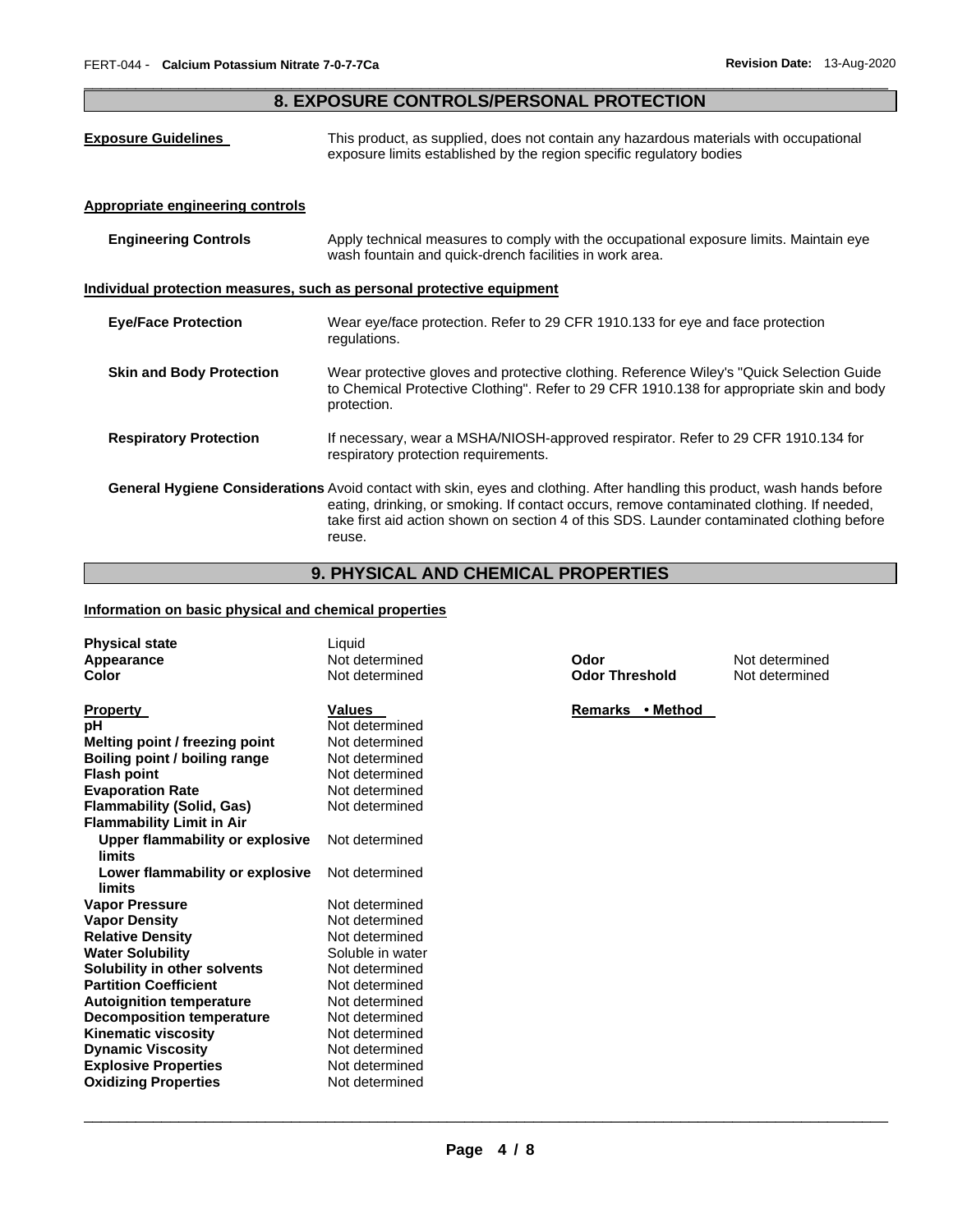## 8. EXPOSURE CONTROLS/PERSONAL PROTECTION

**Exposure Guidelines** This product, as supplied, does not contain any hazardous materials with occupational exposure limits established by the region specific regulatory bodies

**Appropriate engineering controls**

**Engineering Controls** Apply technical measures to comply with the occupational exposure limits. Maintain eye wash fountain and quick-drench facilities in work area.

**Individual protection measures, such as personal protective equipment**

**Eye/Face Protection** Wear eye/face protection. Refer to 29 CFR 1910.133 for eye and face protection regulations.

**Skin and Body Protection** Wear protective gloves and protective clothing. Reference Wiley's "Quick Selection Guide to Chemical Protective Clothing". Refer to 29 CFR 1910.138 for appropriate skin and body protection.

**Respiratory Protection** If necessary, wear a MSHA/NIOSH-approved respirator. Refer to 29 CFR 1910.134 for respiratory protection requirements.

**General Hygiene Considerations** Avoid contact with skin, eyes and clothing. After handling this product, wash hands before eating, drinking, or smoking. If contact occurs, remove contaminated clothing. If needed, take first aid action shown on section 4 of this SDS. Launder contaminated clothing before reuse.

## 9. PHYSICAL AND CHEMICAL PROPERTIES

**Information on basic physical and chemical properties**

| | | | |
|---|---|---|---|
| **Physical state** | Liquid | | |
| **Appearance** | Not determined | **Odor** | Not determined |
| **Color** | Not determined | **Odor Threshold** | Not determined |

| **Property** | **Values** | **Remarks • Method** |
|---|---|---|
| **pH** | Not determined | |
| **Melting point / freezing point** | Not determined | |
| **Boiling point / boiling range** | Not determined | |
| **Flash point** | Not determined | |
| **Evaporation Rate** | Not determined | |
| **Flammability (Solid, Gas)** | Not determined | |
| **Flammability Limit in Air** | | |
| **Upper flammability or explosive limits** | Not determined | |
| **Lower flammability or explosive limits** | Not determined | |
| **Vapor Pressure** | Not determined | |
| **Vapor Density** | Not determined | |
| **Relative Density** | Not determined | |
| **Water Solubility** | Soluble in water | |
| **Solubility in other solvents** | Not determined | |
| **Partition Coefficient** | Not determined | |
| **Autoignition temperature** | Not determined | |
| **Decomposition temperature** | Not determined | |
| **Kinematic viscosity** | Not determined | |
| **Dynamic Viscosity** | Not determined | |
| **Explosive Properties** | Not determined | |
| **Oxidizing Properties** | Not determined | |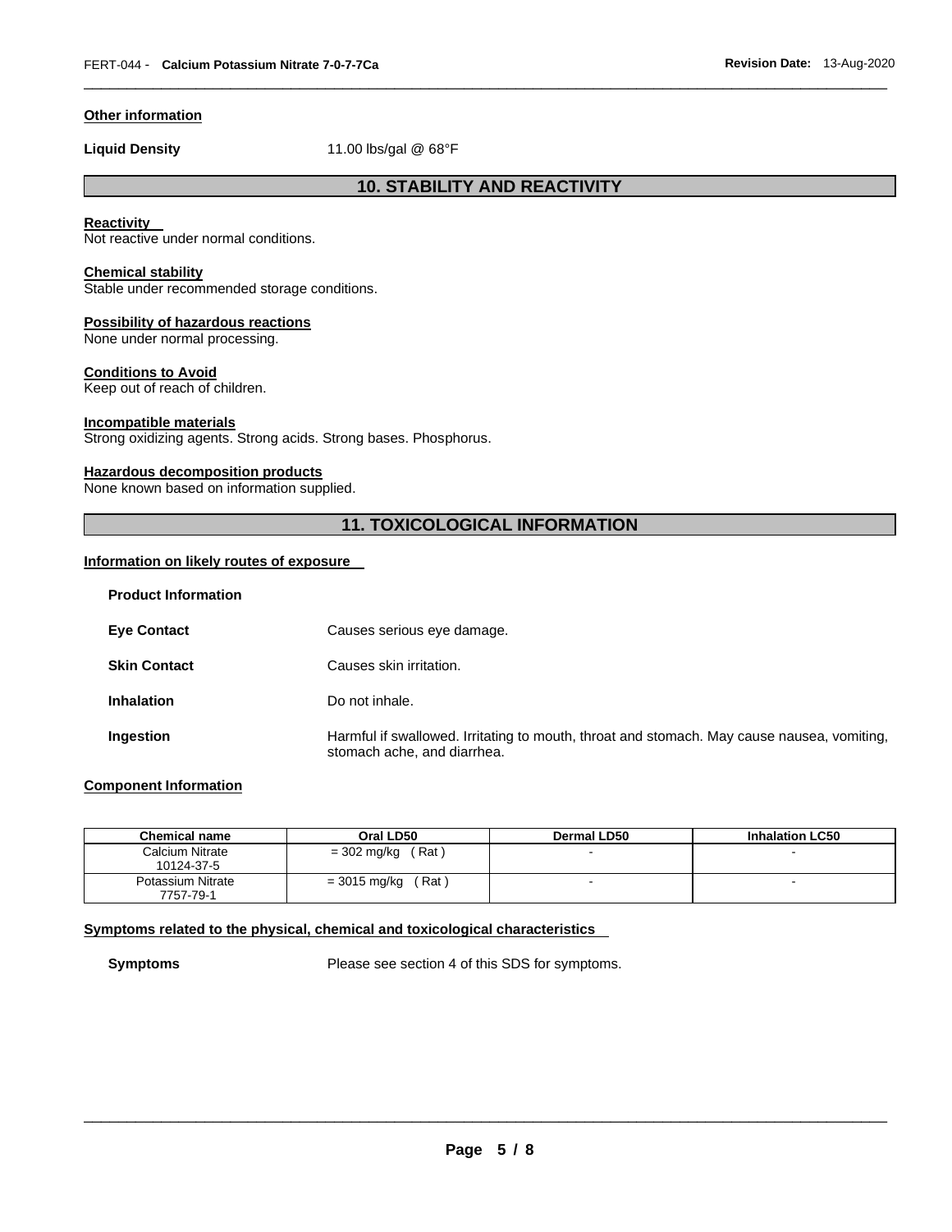### Other information

**Liquid Density** 11.00 lbs/gal @ 68°F

## 10. STABILITY AND REACTIVITY

**Reactivity**
Not reactive under normal conditions.

**Chemical stability**
Stable under recommended storage conditions.

**Possibility of hazardous reactions**
None under normal processing.

**Conditions to Avoid**
Keep out of reach of children.

**Incompatible materials**
Strong oxidizing agents. Strong acids. Strong bases. Phosphorus.

**Hazardous decomposition products**
None known based on information supplied.

## 11. TOXICOLOGICAL INFORMATION

**Information on likely routes of exposure**

**Product Information**

**Eye Contact** Causes serious eye damage.

**Skin Contact** Causes skin irritation.

**Inhalation** Do not inhale.

**Ingestion** Harmful if swallowed. Irritating to mouth, throat and stomach. May cause nausea, vomiting, stomach ache, and diarrhea.

**Component Information**

| Chemical name | Oral LD50 | Dermal LD50 | Inhalation LC50 |
|---|---|---|---|
| Calcium Nitrate<br>10124-37-5 | = 302 mg/kg ( Rat ) | - | - |
| Potassium Nitrate<br>7757-79-1 | = 3015 mg/kg ( Rat ) | - | - |

**Symptoms related to the physical, chemical and toxicological characteristics**

**Symptoms** Please see section 4 of this SDS for symptoms.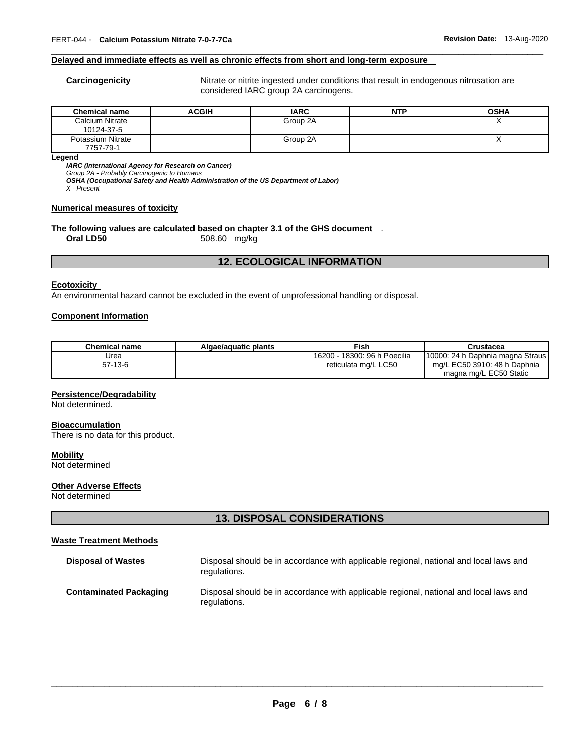**Delayed and immediate effects as well as chronic effects from short and long-term exposure**

**Carcinogenicity** Nitrate or nitrite ingested under conditions that result in endogenous nitrosation are considered IARC group 2A carcinogens.

| Chemical name | ACGIH | IARC | NTP | OSHA |
|---|---|---|---|---|
| Calcium Nitrate 10124-37-5 | | Group 2A | | X |
| Potassium Nitrate 7757-79-1 | | Group 2A | | X |

**Legend**

***IARC (International Agency for Research on Cancer)***
*Group 2A - Probably Carcinogenic to Humans*
***OSHA (Occupational Safety and Health Administration of the US Department of Labor)***
*X - Present*

**Numerical measures of toxicity**

**The following values are calculated based on chapter 3.1 of the GHS document** .

**Oral LD50** 508.60 mg/kg

## 12. ECOLOGICAL INFORMATION

**Ecotoxicity**

An environmental hazard cannot be excluded in the event of unprofessional handling or disposal.

**Component Information**

| Chemical name | Algae/aquatic plants | Fish | Crustacea |
|---|---|---|---|
| Urea 57-13-6 | | 16200 - 18300: 96 h Poecilia reticulata mg/L LC50 | 10000: 24 h Daphnia magna Straus mg/L EC50 3910: 48 h Daphnia magna mg/L EC50 Static |

**Persistence/Degradability**

Not determined.

**Bioaccumulation**

There is no data for this product.

**Mobility**

Not determined

**Other Adverse Effects**

Not determined

## 13. DISPOSAL CONSIDERATIONS

**Waste Treatment Methods**

**Disposal of Wastes** Disposal should be in accordance with applicable regional, national and local laws and regulations.

**Contaminated Packaging** Disposal should be in accordance with applicable regional, national and local laws and regulations.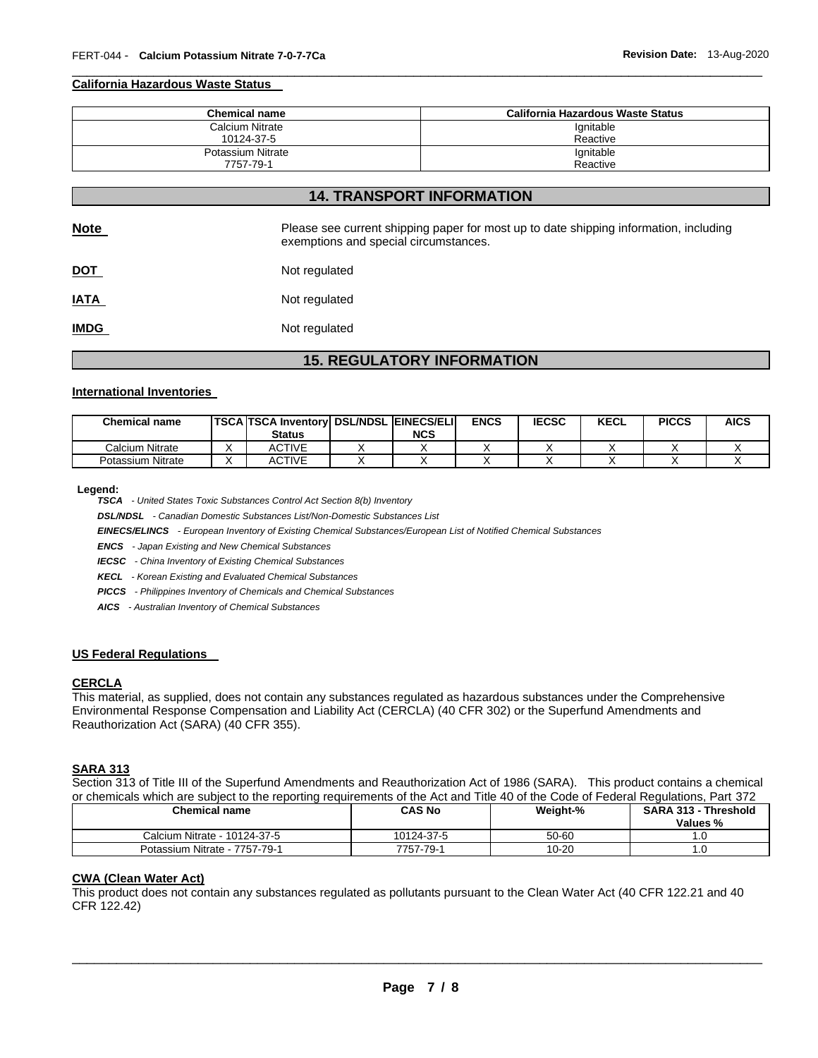#### California Hazardous Waste Status

| Chemical name | California Hazardous Waste Status |
|---|---|
| Calcium Nitrate<br>10124-37-5 | Ignitable<br>Reactive |
| Potassium Nitrate<br>7757-79-1 | Ignitable<br>Reactive |

## 14. TRANSPORT INFORMATION

**Note** Please see current shipping paper for most up to date shipping information, including exemptions and special circumstances.

**DOT** Not regulated

**IATA** Not regulated

**IMDG** Not regulated

## 15. REGULATORY INFORMATION

#### International Inventories

| Chemical name | TSCA | TSCA Inventory Status | DSL/NDSL | EINECS/ELINCS | ENCS | IECSC | KECL | PICCS | AICS |
|---|---|---|---|---|---|---|---|---|---|
| Calcium Nitrate | X | ACTIVE | X | X | X | X | X | X | X |
| Potassium Nitrate | X | ACTIVE | X | X | X | X | X | X | X |

**Legend:**

***TSCA*** *- United States Toxic Substances Control Act Section 8(b) Inventory*

***DSL/NDSL*** *- Canadian Domestic Substances List/Non-Domestic Substances List*

***EINECS/ELINCS*** *- European Inventory of Existing Chemical Substances/European List of Notified Chemical Substances*

***ENCS*** *- Japan Existing and New Chemical Substances*

***IECSC*** *- China Inventory of Existing Chemical Substances*

***KECL*** *- Korean Existing and Evaluated Chemical Substances*

***PICCS*** *- Philippines Inventory of Chemicals and Chemical Substances*

***AICS*** *- Australian Inventory of Chemical Substances*

#### US Federal Regulations

#### CERCLA

This material, as supplied, does not contain any substances regulated as hazardous substances under the Comprehensive Environmental Response Compensation and Liability Act (CERCLA) (40 CFR 302) or the Superfund Amendments and Reauthorization Act (SARA) (40 CFR 355).

#### SARA 313

Section 313 of Title III of the Superfund Amendments and Reauthorization Act of 1986 (SARA). This product contains a chemical or chemicals which are subject to the reporting requirements of the Act and Title 40 of the Code of Federal Regulations, Part 372

| Chemical name | CAS No | Weight-% | SARA 313 - Threshold Values % |
|---|---|---|---|
| Calcium Nitrate - 10124-37-5 | 10124-37-5 | 50-60 | 1.0 |
| Potassium Nitrate - 7757-79-1 | 7757-79-1 | 10-20 | 1.0 |

#### CWA (Clean Water Act)

This product does not contain any substances regulated as pollutants pursuant to the Clean Water Act (40 CFR 122.21 and 40 CFR 122.42)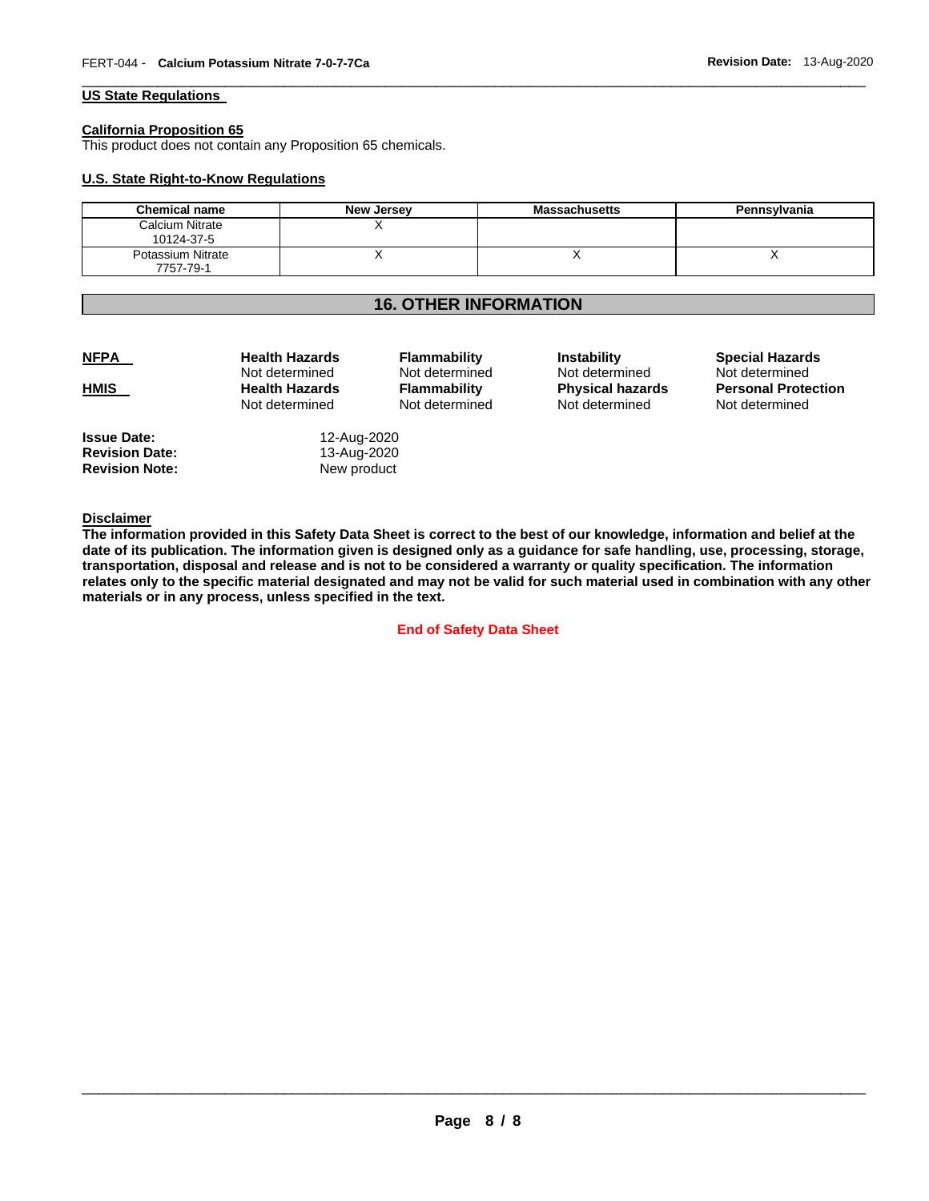## US State Regulations

### California Proposition 65

This product does not contain any Proposition 65 chemicals.

### U.S. State Right-to-Know Regulations

| Chemical name | New Jersey | Massachusetts | Pennsylvania |
|---|---|---|---|
| Calcium Nitrate 10124-37-5 | X | | |
| Potassium Nitrate 7757-79-1 | X | X | X |

## 16. OTHER INFORMATION

| | | | | |
|---|---|---|---|---|
| **NFPA** | **Health Hazards** Not determined | **Flammability** Not determined | **Instability** Not determined | **Special Hazards** Not determined |
| **HMIS** | **Health Hazards** Not determined | **Flammability** Not determined | **Physical hazards** Not determined | **Personal Protection** Not determined |

**Issue Date:** 12-Aug-2020
**Revision Date:** 13-Aug-2020
**Revision Note:** New product

### Disclaimer

**The information provided in this Safety Data Sheet is correct to the best of our knowledge, information and belief at the date of its publication. The information given is designed only as a guidance for safe handling, use, processing, storage, transportation, disposal and release and is not to be considered a warranty or quality specification. The information relates only to the specific material designated and may not be valid for such material used in combination with any other materials or in any process, unless specified in the text.**

**End of Safety Data Sheet**